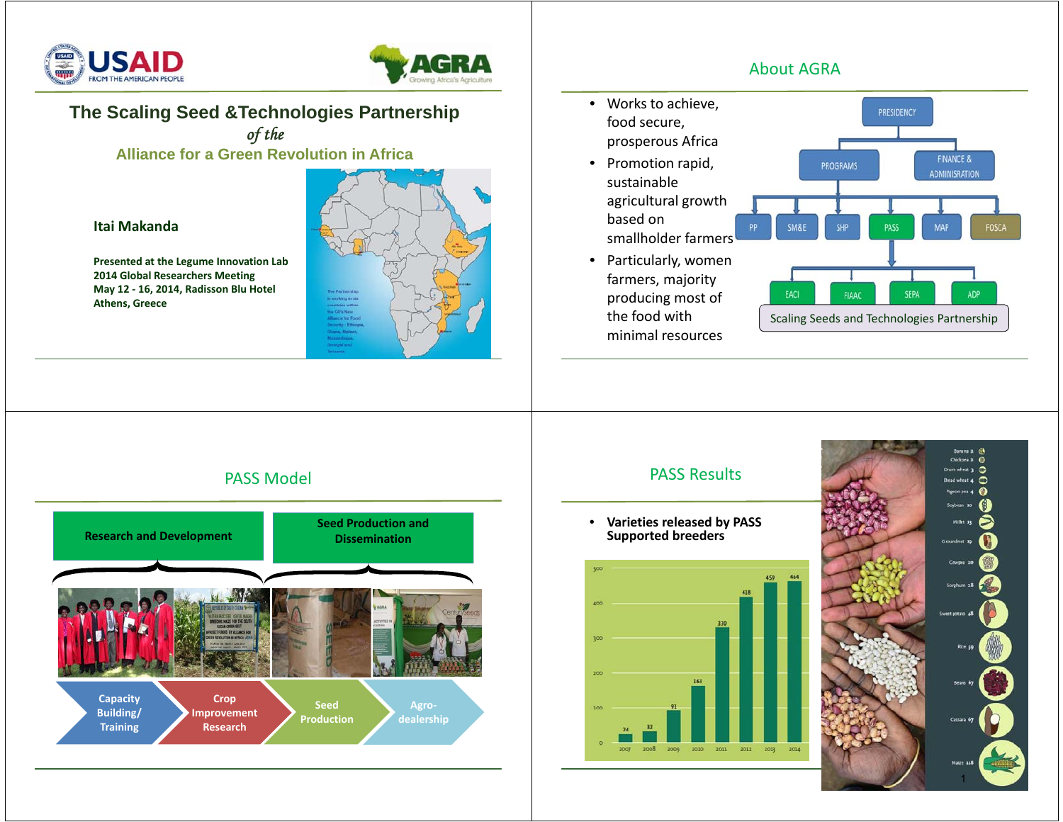# The Scaling Seed &Technologies Partnership
*of the*
## Alliance for a Green Revolution in Africa

**Itai Makanda**

**Presented at the Legume Innovation Lab 2014 Global Researchers Meeting**
**May 12 - 16, 2014, Radisson Blu Hotel**
**Athens, Greece**

The Partnership is working in six countries within the G8's New Alliance for Food Security : Ethiopia, Ghana, Malawi, Mozambique, Senegal and Tanzania

---

## About AGRA

- Works to achieve, food secure, prosperous Africa
- Promotion rapid, sustainable agricultural growth based on smallholder farmers
- Particularly, women farmers, majority producing most of the food with minimal resources

PRESIDENCY
PROGRAMS
FINANCE & ADMINISTRATION
PP
SM&E
SHP
PASS
MAP
FOSCA
EACI
FIAAC
SEPA
ADP
Scaling Seeds and Technologies Partnership

---

## PASS Model

**Research and Development**

**Seed Production and Dissemination**

Capacity Building/ Training → Crop Improvement Research → Seed Production → Agro-dealership

---

## PASS Results

- **Varieties released by PASS Supported breeders**

500
400
300
200
100
0

2007: 24
2008: 32
2009: 91
2010: 163
2011: 330
2012: 418
2013: 459
2014: 464

Banana 2
Chickpea 2
Drum wheat 3
Bread wheat 4
Pigeon pea 4
Soybean 10
Millet 13
Groundnut 19
Cowpea 20
Sorghum 28
Sweet potato 48
Rice 59
Beans 67
Cassava 67
Maize 118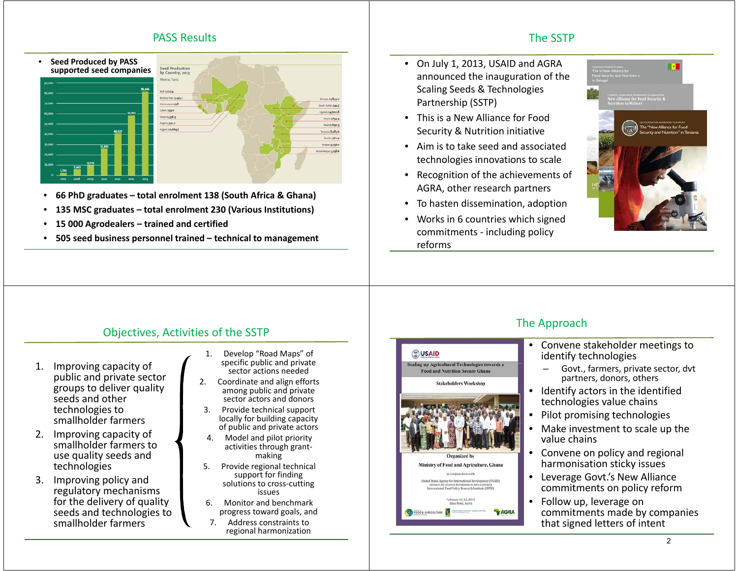## PASS Results

- **Seed Produced by PASS supported seed companies**

| Year | Seed Production (Metric Tons) |
|---|---|
| 2007 | 2,366 |
| 2008 | 5,463 |
| 2009 | 9,719 |
| 2010 | 25,845 |
| 2011 | 40,437 |
| 2012 | 57,392 |
| 2013 | 86,606 |

Seed Production by Country, 2013 (Metric Tons)

| Country | Metric Tons |
|---|---|
| Mali | 1,112.4 |
| Burkina Faso | 3,143.1 |
| Sierra Leone | 25.8 |
| Liberia | 159.0 |
| Ghana | 1,336.5 |
| Niger | 1,341.1 |
| Nigeria | 22,684.7 |
| Ethiopia | 15,833.0 |
| South Sudan | 244.7 |
| Uganda | 14,600.8 |
| Kenya | 2,654.4 |
| Rwanda | 696.5 |
| Tanzania | 8,283.6 |
| Zambia | 761.9 |
| Malawi | 4,156.0 |
| Mozambique | 3,156.6 |

- **66 PhD graduates – total enrolment 138 (South Africa & Ghana)**
- **135 MSC graduates – total enrolment 230 (Various Institutions)**
- **15 000 Agrodealers – trained and certified**
- **505 seed business personnel trained – technical to management**

## The SSTP

- On July 1, 2013, USAID and AGRA announced the inauguration of the Scaling Seeds & Technologies Partnership (SSTP)
- This is a New Alliance for Food Security & Nutrition initiative
- Aim is to take seed and associated technologies innovations to scale
- Recognition of the achievements of AGRA, other research partners
- To hasten dissemination, adoption
- Works in 6 countries which signed commitments - including policy reforms

## Objectives, Activities of the SSTP

1. Improving capacity of public and private sector groups to deliver quality seeds and other technologies to smallholder farmers
2. Improving capacity of smallholder farmers to use quality seeds and technologies
3. Improving policy and regulatory mechanisms for the delivery of quality seeds and technologies to smallholder farmers

1. Develop "Road Maps" of specific public and private sector actions needed
2. Coordinate and align efforts among public and private sector actors and donors
3. Provide technical support locally for building capacity of public and private actors
4. Model and pilot priority activities through grant-making
5. Provide regional technical support for finding solutions to cross-cutting issues
6. Monitor and benchmark progress toward goals, and
7. Address constraints to regional harmonization

## The Approach

- Convene stakeholder meetings to identify technologies
  - Govt., farmers, private sector, dvt partners, donors, others
- Identify actors in the identified technologies value chains
- Pilot promising technologies
- Make investment to scale up the value chains
- Convene on policy and regional harmonisation sticky issues
- Leverage Govt.'s New Alliance commitments on policy reform
- Follow up, leverage on commitments made by companies that signed letters of intent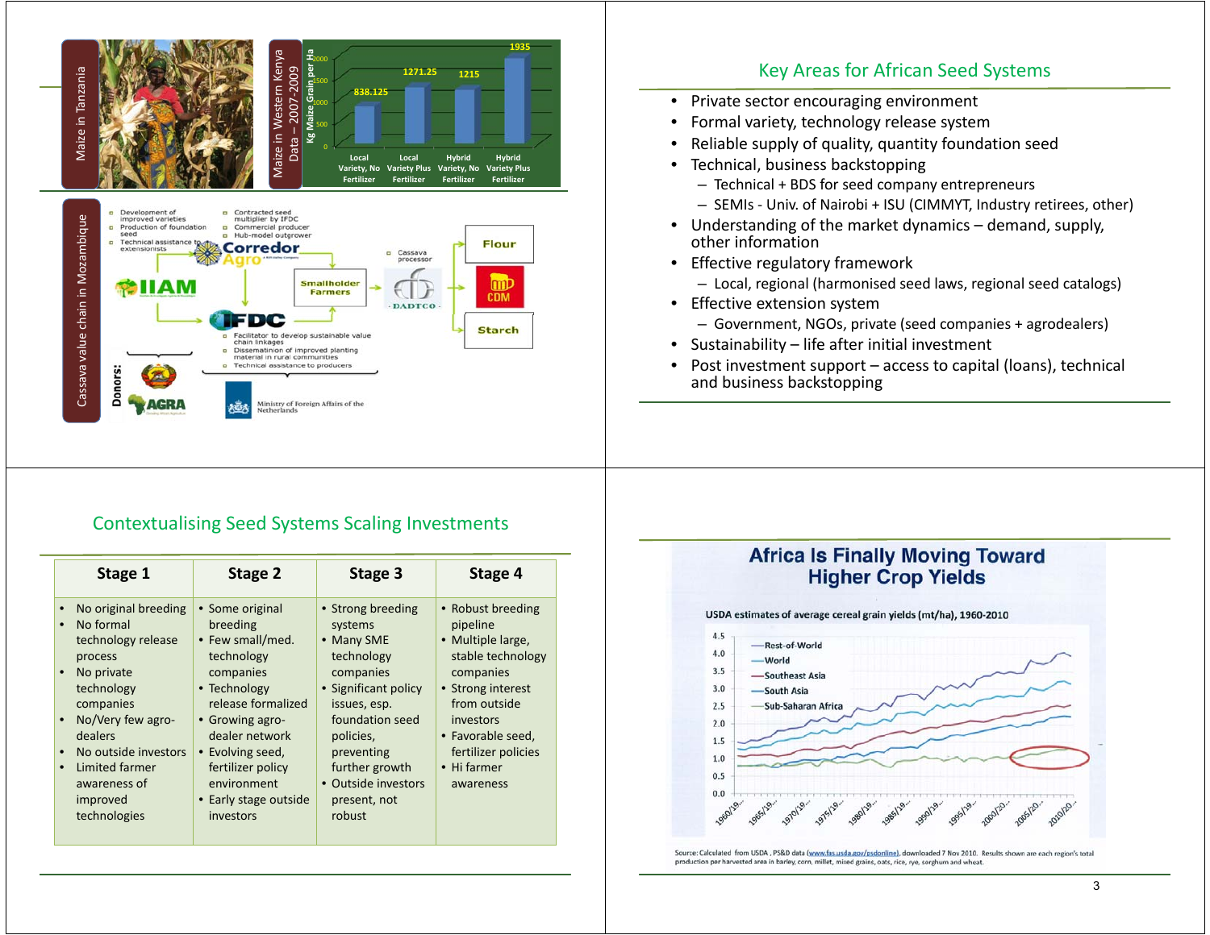Maize in Tanzania

Maize in Western Kenya Data – 2007-2009

Kg Maize Grain per Ha

2000
1500
1000
500
0

838.125
1271.25
1215
1935

Local Variety, No Fertilizer
Local Variety Plus Fertilizer
Hybrid Variety, No Fertilizer
Hybrid Variety Plus Fertilizer

Cassava value chain in Mozambique

- Development of improved varieties
- Production of foundation seed
- Technical assistance to extensionists

- Contracted seed multiplier by IFDC
- Commercial producer
- Hub-model outgrower

Corredor Agro

IIAM

Smallholder Farmers

- Cassava processor

DADTCO

Flour

CDM

Starch

IFDC

- Facilitator to develop sustainable value chain linkages
- Dessimation of improved planting material in rural communities
- Technical assistance to producers

Donors:

AGRA

Ministry of Foreign Affairs of the Netherlands

## Key Areas for African Seed Systems

- Private sector encouraging environment
- Formal variety, technology release system
- Reliable supply of quality, quantity foundation seed
- Technical, business backstopping
  - Technical + BDS for seed company entrepreneurs
  - SEMIs - Univ. of Nairobi + ISU (CIMMYT, Industry retirees, other)
- Understanding of the market dynamics – demand, supply, other information
- Effective regulatory framework
  - Local, regional (harmonised seed laws, regional seed catalogs)
- Effective extension system
  - Government, NGOs, private (seed companies + agrodealers)
- Sustainability – life after initial investment
- Post investment support – access to capital (loans), technical and business backstopping

## Contextualising Seed Systems Scaling Investments

| Stage 1 | Stage 2 | Stage 3 | Stage 4 |
|---|---|---|---|
| • No original breeding<br>• No formal technology release process<br>• No private technology companies<br>• No/Very few agro-dealers<br>• No outside investors<br>• Limited farmer awareness of improved technologies | • Some original breeding<br>• Few small/med. technology companies<br>• Technology release formalized<br>• Growing agro-dealer network<br>• Evolving seed, fertilizer policy environment<br>• Early stage outside investors | • Strong breeding systems<br>• Many SME technology companies<br>• Significant policy issues, esp. foundation seed policies, preventing further growth<br>• Outside investors present, not robust | • Robust breeding pipeline<br>• Multiple large, stable technology companies<br>• Strong interest from outside investors<br>• Favorable seed, fertilizer policies<br>• Hi farmer awareness |

## Africa Is Finally Moving Toward Higher Crop Yields

USDA estimates of average cereal grain yields (mt/ha), 1960-2010

4.5
4.0
3.5
3.0
2.5
2.0
1.5
1.0
0.5
0.0

Rest-of-World
World
Southeast Asia
South Asia
Sub-Saharan Africa

1960/19... 1965/19... 1970/19... 1975/19... 1980/19... 1985/19... 1990/19... 1995/19... 2000/20... 2005/20... 2010/20...

Source: Calculated from USDA, PS&D data (www.fas.usda.gov/psdonline), downloaded 7 Nov 2010. Results shown are each region's total production per harvested area in barley, corn, millet, mixed grains, oats, rice, rye, sorghum and wheat.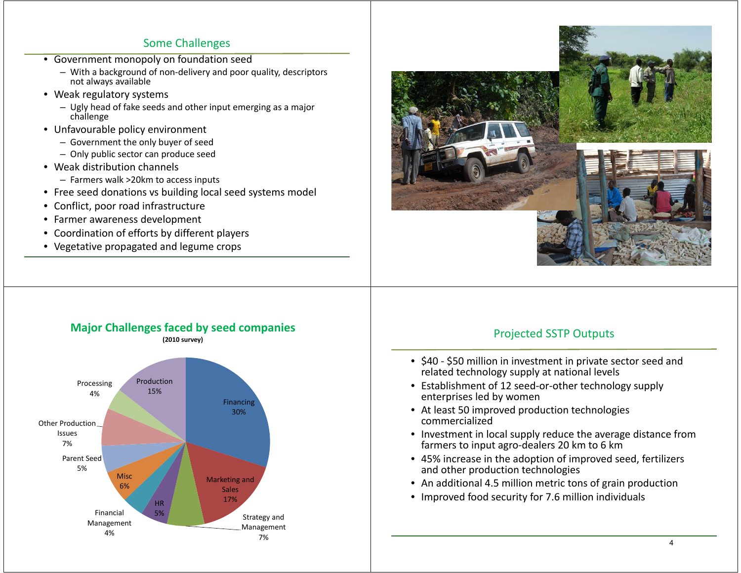## Some Challenges

- Government monopoly on foundation seed
  - With a background of non-delivery and poor quality, descriptors not always available
- Weak regulatory systems
  - Ugly head of fake seeds and other input emerging as a major challenge
- Unfavourable policy environment
  - Government the only buyer of seed
  - Only public sector can produce seed
- Weak distribution channels
  - Farmers walk >20km to access inputs
- Free seed donations vs building local seed systems model
- Conflict, poor road infrastructure
- Farmer awareness development
- Coordination of efforts by different players
- Vegetative propagated and legume crops

## Major Challenges faced by seed companies

**(2010 survey)**

Financing 30%
Marketing and Sales 17%
Strategy and Management 7%
HR 5%
Financial Management 4%
Misc 6%
Parent Seed 5%
Other Production Issues 7%
Processing 4%
Production 15%

## Projected SSTP Outputs

- $40 - $50 million in investment in private sector seed and related technology supply at national levels
- Establishment of 12 seed-or-other technology supply enterprises led by women
- At least 50 improved production technologies commercialized
- Investment in local supply reduce the average distance from farmers to input agro-dealers 20 km to 6 km
- 45% increase in the adoption of improved seed, fertilizers and other production technologies
- An additional 4.5 million metric tons of grain production
- Improved food security for 7.6 million individuals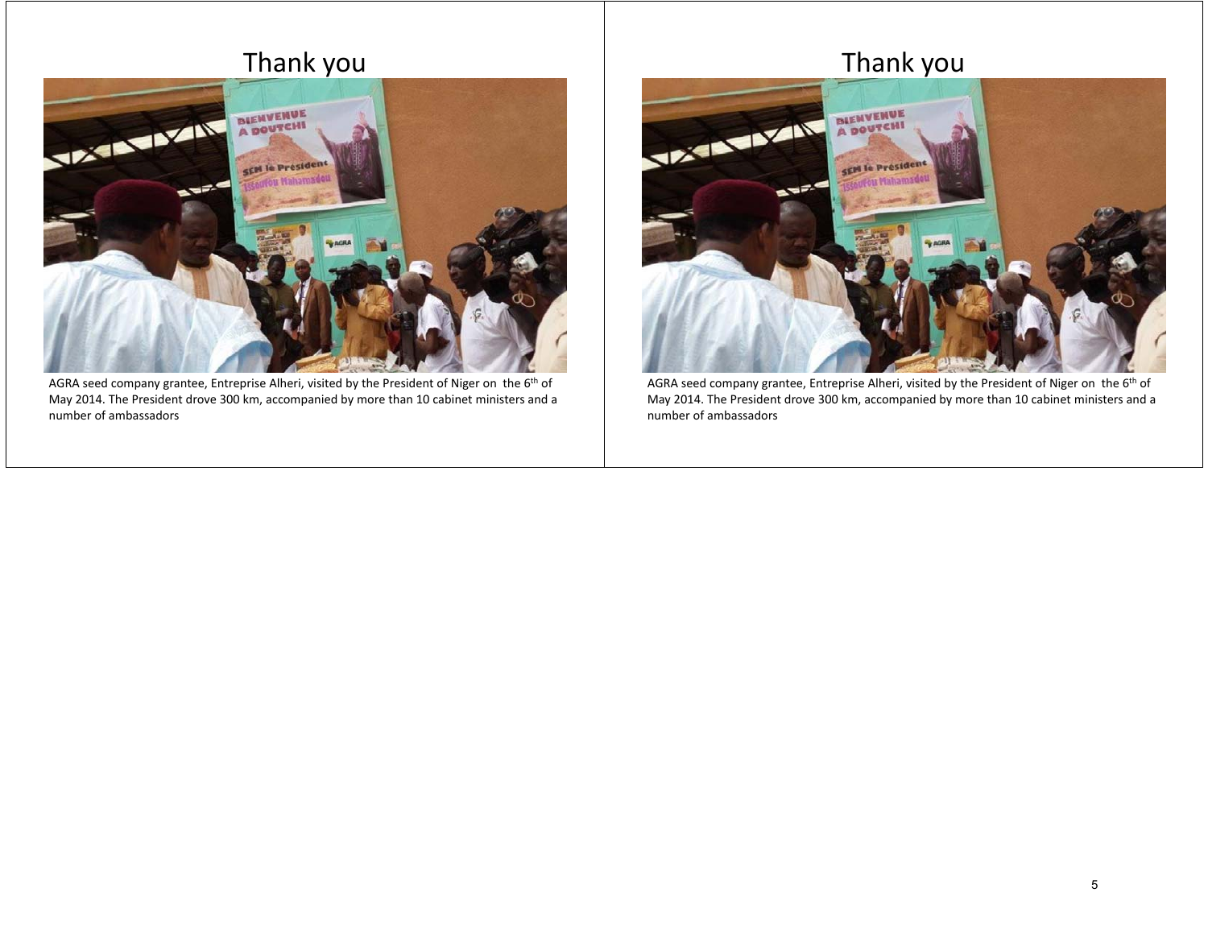# Thank you

AGRA seed company grantee, Entreprise Alheri, visited by the President of Niger on the 6th of May 2014. The President drove 300 km, accompanied by more than 10 cabinet ministers and a number of ambassadors

# Thank you

AGRA seed company grantee, Entreprise Alheri, visited by the President of Niger on the 6th of May 2014. The President drove 300 km, accompanied by more than 10 cabinet ministers and a number of ambassadors